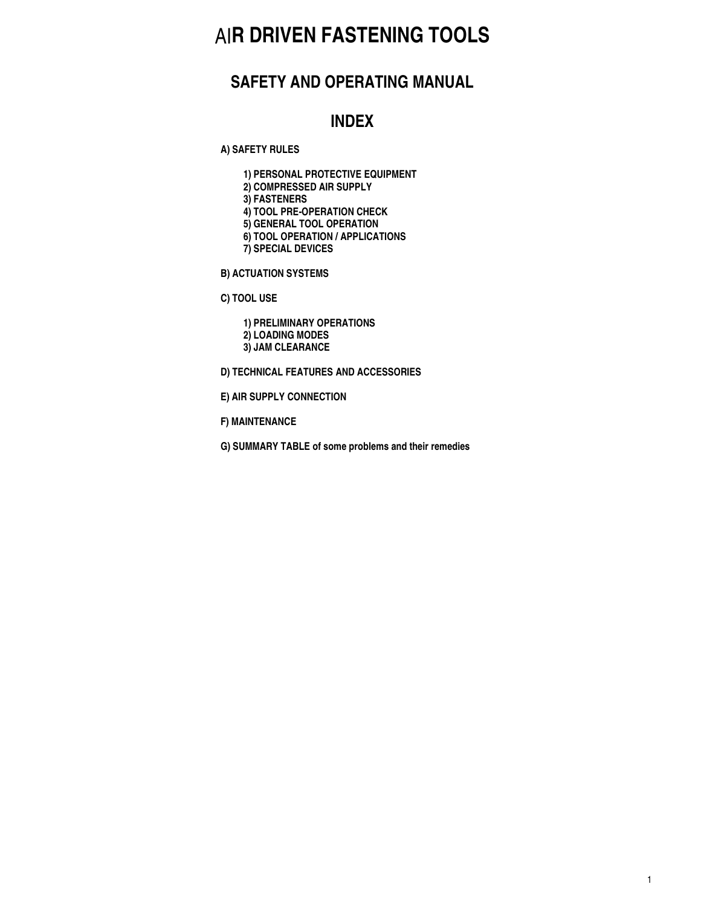# AIR DRIVEN FASTENING TOOLS

## SAFETY AND OPERATING MANUAL

## INDEX

**A) SAFETY RULES**

- **1) PERSONAL PROTECTIVE EQUIPMENT**
- **2) COMPRESSED AIR SUPPLY**
- **3) FASTENERS**
- **4) TOOL PRE-OPERATION CHECK**
- **5) GENERAL TOOL OPERATION**
- **6) TOOL OPERATION / APPLICATIONS**
- **7) SPECIAL DEVICES**

**B) ACTUATION SYSTEMS**

**C) TOOL USE**

- **1) PRELIMINARY OPERATIONS**
- **2) LOADING MODES**
- **3) JAM CLEARANCE**

**D) TECHNICAL FEATURES AND ACCESSORIES**

**E) AIR SUPPLY CONNECTION**

**F) MAINTENANCE**

**G) SUMMARY TABLE of some problems and their remedies**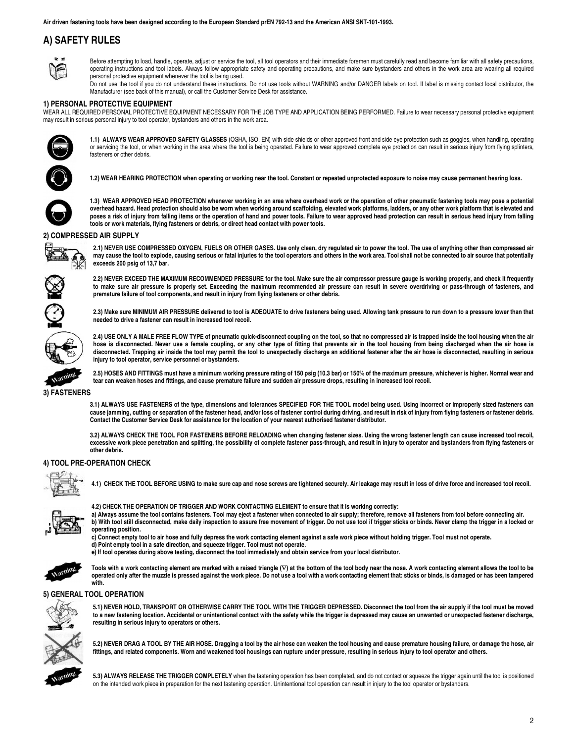**Air driven fastening tools have been designed according to the European Standard prEN 792-13 and the American ANSI SNT-101-1993.**

# A) SAFETY RULES

Before attempting to load, handle, operate, adjust or service the tool, all tool operators and their immediate foremen must carefully read and become familiar with all safety precautions, operating instructions and tool labels. Always follow appropriate safety and operating precautions, and make sure bystanders and others in the work area are wearing all required personal protective equipment whenever the tool is being used.

Do not use the tool if you do not understand these instructions. Do not use tools without WARNING and/or DANGER labels on tool. If label is missing contact local distributor, the Manufacturer (see back of this manual), or call the Customer Service Desk for assistance.

## 1) PERSONAL PROTECTIVE EQUIPMENT

WEAR ALL REQUIRED PERSONAL PROTECTIVE EQUIPMENT NECESSARY FOR THE JOB TYPE AND APPLICATION BEING PERFORMED. Failure to wear necessary personal protective equipment may result in serious personal injury to tool operator, bystanders and others in the work area.

**1.1) ALWAYS WEAR APPROVED SAFETY GLASSES** (OSHA, ISO, EN) with side shields or other approved front and side eye protection such as goggles, when handling, operating or servicing the tool, or when working in the area where the tool is being operated. Failure to wear approved complete eye protection can result in serious injury from flying splinters, fasteners or other debris.

**1.2) WEAR HEARING PROTECTION when operating or working near the tool. Constant or repeated unprotected exposure to noise may cause permanent hearing loss.**

**1.3) WEAR APPROVED HEAD PROTECTION whenever working in an area where overhead work or the operation of other pneumatic fastening tools may pose a potential overhead hazard. Head protection should also be worn when working around scaffolding, elevated work platforms, ladders, or any other work platform that is elevated and poses a risk of injury from falling items or the operation of hand and power tools. Failure to wear approved head protection can result in serious head injury from falling tools or work materials, flying fasteners or debris, or direct head contact with power tools.**

## 2) COMPRESSED AIR SUPPLY

**2.1) NEVER USE COMPRESSED OXYGEN, FUELS OR OTHER GASES. Use only clean, dry regulated air to power the tool. The use of anything other than compressed air may cause the tool to explode, causing serious or fatal injuries to the tool operators and others in the work area. Tool shall not be connected to air source that potentially exceeds 200 psig of 13,7 bar.**

**2.2) NEVER EXCEED THE MAXIMUM RECOMMENDED PRESSURE for the tool. Make sure the air compressor pressure gauge is working properly, and check it frequently to make sure air pressure is properly set. Exceeding the maximum recommended air pressure can result in severe overdriving or pass-through of fasteners, and premature failure of tool components, and result in injury from flying fasteners or other debris.**

**2.3) Make sure MINIMUM AIR PRESSURE delivered to tool is ADEQUATE to drive fasteners being used. Allowing tank pressure to run down to a pressure lower than that needed to drive a fastener can result in increased tool recoil.**

**2.4) USE ONLY A MALE FREE FLOW TYPE of pneumatic quick-disconnect coupling on the tool, so that no compressed air is trapped inside the tool housing when the air hose is disconnected. Never use a female coupling, or any other type of fitting that prevents air in the tool housing from being discharged when the air hose is disconnected. Trapping air inside the tool may permit the tool to unexpectedly discharge an additional fastener after the air hose is disconnected, resulting in serious injury to tool operator, service personnel or bystanders.**

Warning

**2.5) HOSES AND FITTINGS must have a minimum working pressure rating of 150 psig (10.3 bar) or 150% of the maximum pressure, whichever is higher. Normal wear and tear can weaken hoses and fittings, and cause premature failure and sudden air pressure drops, resulting in increased tool recoil.**

## 3) FASTENERS

**3.1) ALWAYS USE FASTENERS of the type, dimensions and tolerances SPECIFIED FOR THE TOOL model being used. Using incorrect or improperly sized fasteners can cause jamming, cutting or separation of the fastener head, and/or loss of fastener control during driving, and result in risk of injury from flying fasteners or fastener debris. Contact the Customer Service Desk for assistance for the location of your nearest authorised fastener distributor.**

**3.2) ALWAYS CHECK THE TOOL FOR FASTENERS BEFORE RELOADING when changing fastener sizes. Using the wrong fastener length can cause increased tool recoil, excessive work piece penetration and splitting, the possibility of complete fastener pass-through, and result in injury to operator and bystanders from flying fasteners or other debris.**

## 4) TOOL PRE-OPERATION CHECK

**4.1) CHECK THE TOOL BEFORE USING to make sure cap and nose screws are tightened securely. Air leakage may result in loss of drive force and increased tool recoil.**

**4.2) CHECK THE OPERATION OF TRIGGER AND WORK CONTACTING ELEMENT to ensure that it is working correctly:**

**a) Always assume the tool contains fasteners. Tool may eject a fastener when connected to air supply; therefore, remove all fasteners from tool before connecting air.**

**b) With tool still disconnected, make daily inspection to assure free movement of trigger. Do not use tool if trigger sticks or binds. Never clamp the trigger in a locked or operating position.**

**c) Connect empty tool to air hose and fully depress the work contacting element against a safe work piece without holding trigger. Tool must not operate.**

**d) Point empty tool in a safe direction, and squeeze trigger. Tool must not operate.**

**e) If tool operates during above testing, disconnect the tool immediately and obtain service from your local distributor.**

Warning

**Tools with a work contacting element are marked with a raised triangle (∇) at the bottom of the tool body near the nose. A work contacting element allows the tool to be operated only after the muzzle is pressed against the work piece. Do not use a tool with a work contacting element that: sticks or binds, is damaged or has been tampered with.**

## 5) GENERAL TOOL OPERATION

**5.1) NEVER HOLD, TRANSPORT OR OTHERWISE CARRY THE TOOL WITH THE TRIGGER DEPRESSED. Disconnect the tool from the air supply if the tool must be moved to a new fastening location. Accidental or unintentional contact with the safety while the trigger is depressed may cause an unwanted or unexpected fastener discharge, resulting in serious injury to operators or others.**

**5.2) NEVER DRAG A TOOL BY THE AIR HOSE. Dragging a tool by the air hose can weaken the tool housing and cause premature housing failure, or damage the hose, air fittings, and related components. Worn and weakened tool housings can rupture under pressure, resulting in serious injury to tool operator and others.**

Warning

**5.3) ALWAYS RELEASE THE TRIGGER COMPLETELY** when the fastening operation has been completed, and do not contact or squeeze the trigger again until the tool is positioned on the intended work piece in preparation for the next fastening operation. Unintentional tool operation can result in injury to the tool operator or bystanders.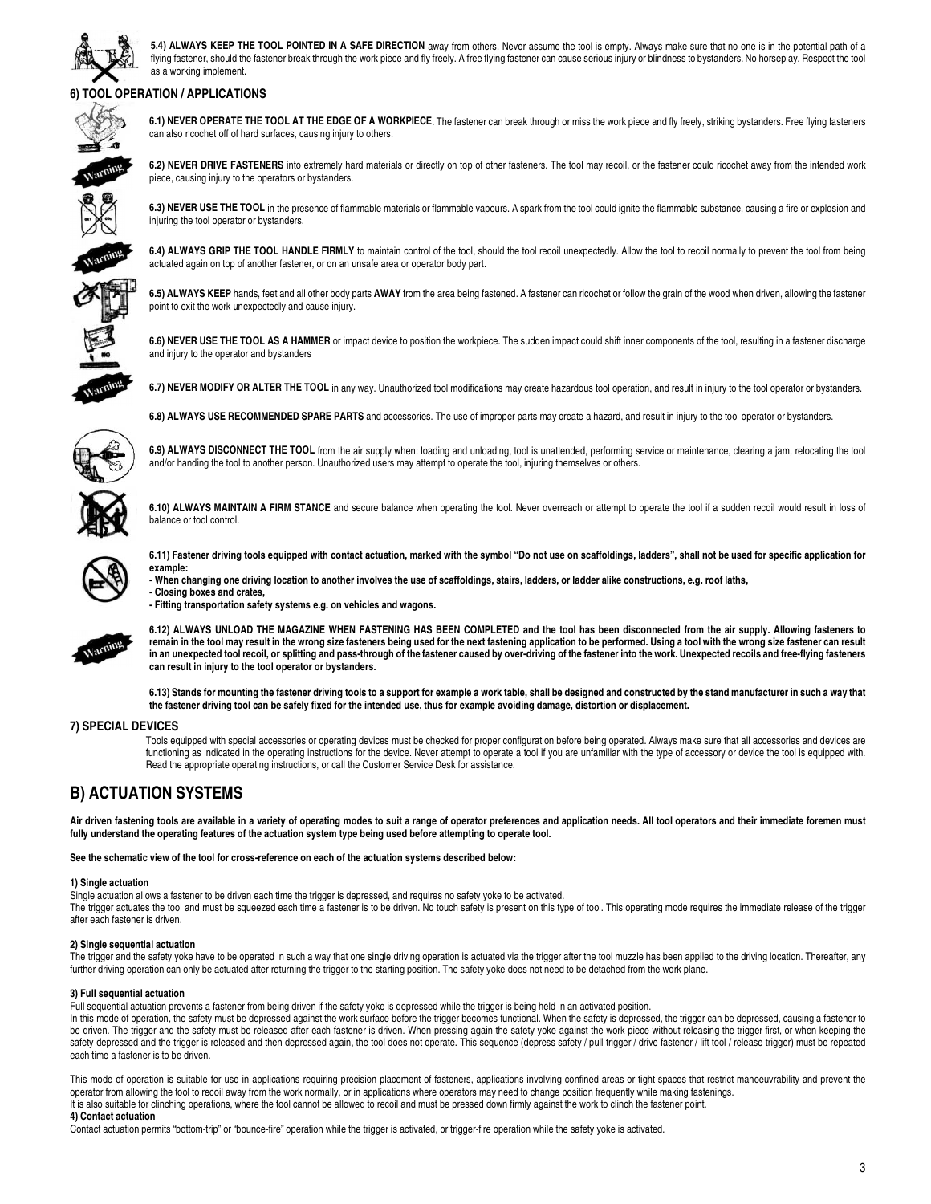**5.4) ALWAYS KEEP THE TOOL POINTED IN A SAFE DIRECTION** away from others. Never assume the tool is empty. Always make sure that no one is in the potential path of a flying fastener, should the fastener break through the work piece and fly freely. A free flying fastener can cause serious injury or blindness to bystanders. No horseplay. Respect the tool as a working implement.

### 6) TOOL OPERATION / APPLICATIONS

**6.1) NEVER OPERATE THE TOOL AT THE EDGE OF A WORKPIECE**. The fastener can break through or miss the work piece and fly freely, striking bystanders. Free flying fasteners can also ricochet off of hard surfaces, causing injury to others.

**6.2) NEVER DRIVE FASTENERS** into extremely hard materials or directly on top of other fasteners. The tool may recoil, or the fastener could ricochet away from the intended work piece, causing injury to the operators or bystanders.

**6.3) NEVER USE THE TOOL** in the presence of flammable materials or flammable vapours. A spark from the tool could ignite the flammable substance, causing a fire or explosion and injuring the tool operator or bystanders.

**6.4) ALWAYS GRIP THE TOOL HANDLE FIRMLY** to maintain control of the tool, should the tool recoil unexpectedly. Allow the tool to recoil normally to prevent the tool from being actuated again on top of another fastener, or on an unsafe area or operator body part.

**6.5) ALWAYS KEEP** hands, feet and all other body parts **AWAY** from the area being fastened. A fastener can ricochet or follow the grain of the wood when driven, allowing the fastener point to exit the work unexpectedly and cause injury.

**6.6) NEVER USE THE TOOL AS A HAMMER** or impact device to position the workpiece. The sudden impact could shift inner components of the tool, resulting in a fastener discharge and injury to the operator and bystanders

**6.7) NEVER MODIFY OR ALTER THE TOOL** in any way. Unauthorized tool modifications may create hazardous tool operation, and result in injury to the tool operator or bystanders.

**6.8) ALWAYS USE RECOMMENDED SPARE PARTS** and accessories. The use of improper parts may create a hazard, and result in injury to the tool operator or bystanders.

**6.9) ALWAYS DISCONNECT THE TOOL** from the air supply when: loading and unloading, tool is unattended, performing service or maintenance, clearing a jam, relocating the tool and/or handing the tool to another person. Unauthorized users may attempt to operate the tool, injuring themselves or others.

**6.10) ALWAYS MAINTAIN A FIRM STANCE** and secure balance when operating the tool. Never overreach or attempt to operate the tool if a sudden recoil would result in loss of balance or tool control.

**6.11) Fastener driving tools equipped with contact actuation, marked with the symbol "Do not use on scaffoldings, ladders", shall not be used for specific application for example:**
**- When changing one driving location to another involves the use of scaffoldings, stairs, ladders, or ladder alike constructions, e.g. roof laths,**
**- Closing boxes and crates,**
**- Fitting transportation safety systems e.g. on vehicles and wagons.**

**6.12) ALWAYS UNLOAD THE MAGAZINE WHEN FASTENING HAS BEEN COMPLETED and the tool has been disconnected from the air supply. Allowing fasteners to remain in the tool may result in the wrong size fasteners being used for the next fastening application to be performed. Using a tool with the wrong size fastener can result in an unexpected tool recoil, or splitting and pass-through of the fastener caused by over-driving of the fastener into the work. Unexpected recoils and free-flying fasteners can result in injury to the tool operator or bystanders.**

**6.13) Stands for mounting the fastener driving tools to a support for example a work table, shall be designed and constructed by the stand manufacturer in such a way that the fastener driving tool can be safely fixed for the intended use, thus for example avoiding damage, distortion or displacement.**

### 7) SPECIAL DEVICES

Tools equipped with special accessories or operating devices must be checked for proper configuration before being operated. Always make sure that all accessories and devices are functioning as indicated in the operating instructions for the device. Never attempt to operate a tool if you are unfamiliar with the type of accessory or device the tool is equipped with. Read the appropriate operating instructions, or call the Customer Service Desk for assistance.

## B) ACTUATION SYSTEMS

**Air driven fastening tools are available in a variety of operating modes to suit a range of operator preferences and application needs. All tool operators and their immediate foremen must fully understand the operating features of the actuation system type being used before attempting to operate tool.**

**See the schematic view of the tool for cross-reference on each of the actuation systems described below:**

**1) Single actuation**

Single actuation allows a fastener to be driven each time the trigger is depressed, and requires no safety yoke to be activated.
The trigger actuates the tool and must be squeezed each time a fastener is to be driven. No touch safety is present on this type of tool. This operating mode requires the immediate release of the trigger after each fastener is driven.

**2) Single sequential actuation**

The trigger and the safety yoke have to be operated in such a way that one single driving operation is actuated via the trigger after the tool muzzle has been applied to the driving location. Thereafter, any further driving operation can only be actuated after returning the trigger to the starting position. The safety yoke does not need to be detached from the work plane.

**3) Full sequential actuation**

Full sequential actuation prevents a fastener from being driven if the safety yoke is depressed while the trigger is being held in an activated position.
In this mode of operation, the safety must be depressed against the work surface before the trigger becomes functional. When the safety is depressed, the trigger can be depressed, causing a fastener to be driven. The trigger and the safety must be released after each fastener is driven. When pressing again the safety yoke against the work piece without releasing the trigger first, or when keeping the safety depressed and the trigger is released and then depressed again, the tool does not operate. This sequence (depress safety / pull trigger / drive fastener / lift tool / release trigger) must be repeated each time a fastener is to be driven.

This mode of operation is suitable for use in applications requiring precision placement of fasteners, applications involving confined areas or tight spaces that restrict manoeuvrability and prevent the operator from allowing the tool to recoil away from the work normally, or in applications where operators may need to change position frequently while making fastenings.
It is also suitable for clinching operations, where the tool cannot be allowed to recoil and must be pressed down firmly against the work to clinch the fastener point.

**4) Contact actuation**

Contact actuation permits "bottom-trip" or "bounce-fire" operation while the trigger is activated, or trigger-fire operation while the safety yoke is activated.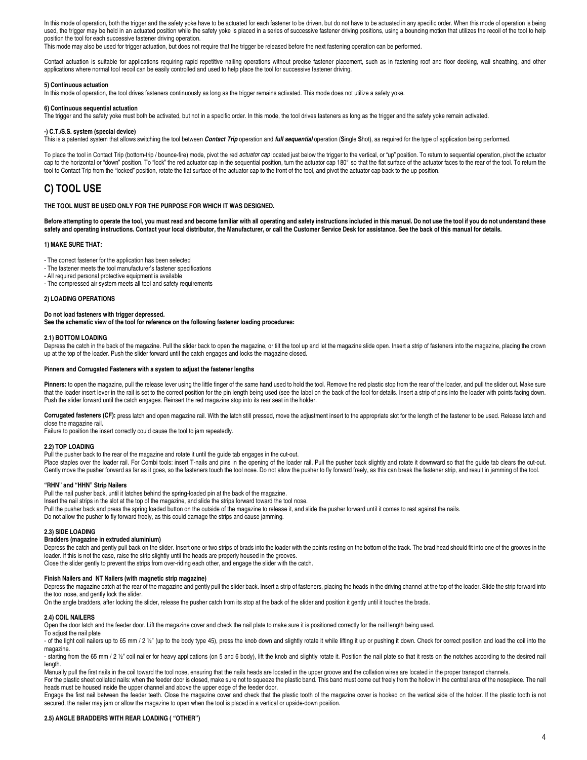In this mode of operation, both the trigger and the safety yoke have to be actuated for each fastener to be driven, but do not have to be actuated in any specific order. When this mode of operation is being used, the trigger may be held in an actuated position while the safety yoke is placed in a series of successive fastener driving positions, using a bouncing motion that utilizes the recoil of the tool to help position the tool for each successive fastener driving operation.
This mode may also be used for trigger actuation, but does not require that the trigger be released before the next fastening operation can be performed.

Contact actuation is suitable for applications requiring rapid repetitive nailing operations without precise fastener placement, such as in fastening roof and floor decking, wall sheathing, and other applications where normal tool recoil can be easily controlled and used to help place the tool for successive fastener driving.

#### 5) Continuous actuation

In this mode of operation, the tool drives fasteners continuously as long as the trigger remains activated. This mode does not utilize a safety yoke.

#### 6) Continuous sequential actuation

The trigger and the safety yoke must both be activated, but not in a specific order. In this mode, the tool drives fasteners as long as the trigger and the safety yoke remain activated.

#### -) C.T./S.S. system (special device)

This is a patented system that allows switching the tool between ***Contact Trip*** operation and ***full sequential*** operation (**S**ingle **S**hot), as required for the type of application being performed.

To place the tool in Contact Trip (bottom-trip / bounce-fire) mode, pivot the red *actuator cap* located just below the trigger to the vertical, or "up" position. To return to sequential operation, pivot the actuator cap to the horizontal or "down" position. To "lock" the red actuator cap in the sequential position, turn the actuator cap 180° so that the flat surface of the actuator faces to the rear of the tool. To return the tool to Contact Trip from the "locked" position, rotate the flat surface of the actuator cap to the front of the tool, and pivot the actuator cap back to the up position.

## C) TOOL USE

**THE TOOL MUST BE USED ONLY FOR THE PURPOSE FOR WHICH IT WAS DESIGNED.**

**Before attempting to operate the tool, you must read and become familiar with all operating and safety instructions included in this manual. Do not use the tool if you do not understand these safety and operating instructions. Contact your local distributor, the Manufacturer, or call the Customer Service Desk for assistance. See the back of this manual for details.**

#### 1) MAKE SURE THAT:

- The correct fastener for the application has been selected
- The fastener meets the tool manufacturer's fastener specifications
- All required personal protective equipment is available
- The compressed air system meets all tool and safety requirements

#### 2) LOADING OPERATIONS

**Do not load fasteners with trigger depressed.**
**See the schematic view of the tool for reference on the following fastener loading procedures:**

#### 2.1) BOTTOM LOADING

Depress the catch in the back of the magazine. Pull the slider back to open the magazine, or tilt the tool up and let the magazine slide open. Insert a strip of fasteners into the magazine, placing the crown up at the top of the loader. Push the slider forward until the catch engages and locks the magazine closed.

#### Pinners and Corrugated Fasteners with a system to adjust the fastener lengths

**Pinners:** to open the magazine, pull the release lever using the little finger of the same hand used to hold the tool. Remove the red plastic stop from the rear of the loader, and pull the slider out. Make sure that the loader insert lever in the rail is set to the correct position for the pin length being used (see the label on the back of the tool for details. Insert a strip of pins into the loader with points facing down. Push the slider forward until the catch engages. Reinsert the red magazine stop into its rear seat in the holder.

**Corrugated fasteners (CF):** press latch and open magazine rail. With the latch still pressed, move the adjustment insert to the appropriate slot for the length of the fastener to be used. Release latch and close the magazine rail.
Failure to position the insert correctly could cause the tool to jam repeatedly.

#### 2.2) TOP LOADING

Pull the pusher back to the rear of the magazine and rotate it until the guide tab engages in the cut-out.
Place staples over the loader rail. For Combi tools: insert T-nails and pins in the opening of the loader rail. Pull the pusher back slightly and rotate it downward so that the guide tab clears the cut-out. Gently move the pusher forward as far as it goes, so the fasteners touch the tool nose. Do not allow the pusher to fly forward freely, as this can break the fastener strip, and result in jamming of the tool.

#### "RHN" and "HHN" Strip Nailers

Pull the nail pusher back, until it latches behind the spring-loaded pin at the back of the magazine.
Insert the nail strips in the slot at the top of the magazine, and slide the strips forward toward the tool nose.
Pull the pusher back and press the spring loaded button on the outside of the magazine to release it, and slide the pusher forward until it comes to rest against the nails.
Do not allow the pusher to fly forward freely, as this could damage the strips and cause jamming.

#### 2.3) SIDE LOADING

**Bradders (magazine in extruded aluminium)**

Depress the catch and gently pull back on the slider. Insert one or two strips of brads into the loader with the points resting on the bottom of the track. The brad head should fit into one of the grooves in the loader. If this is not the case, raise the strip slightly until the heads are properly housed in the grooves.
Close the slider gently to prevent the strips from over-riding each other, and engage the slider with the catch.

#### Finish Nailers and NT Nailers (with magnetic strip magazine)

Depress the magazine catch at the rear of the magazine and gently pull the slider back. Insert a strip of fasteners, placing the heads in the driving channel at the top of the loader. Slide the strip forward into the tool nose, and gently lock the slider.
On the angle bradders, after locking the slider, release the pusher catch from its stop at the back of the slider and position it gently until it touches the brads.

#### 2.4) COIL NAILERS

Open the door latch and the feeder door. Lift the magazine cover and check the nail plate to make sure it is positioned correctly for the nail length being used.
To adjust the nail plate
- of the light coil nailers up to 65 mm / 2 ½" (up to the body type 45), press the knob down and slightly rotate it while lifting it up or pushing it down. Check for correct position and load the coil into the magazine.
- starting from the 65 mm / 2 ½" coil nailer for heavy applications (on 5 and 6 body), lift the knob and slightly rotate it. Position the nail plate so that it rests on the notches according to the desired nail length.

Manually pull the first nails in the coil toward the tool nose, ensuring that the nails heads are located in the upper groove and the collation wires are located in the proper transport channels.
For the plastic sheet collated nails: when the feeder door is closed, make sure not to squeeze the plastic band. This band must come out freely from the hollow in the central area of the nosepiece. The nail heads must be housed inside the upper channel and above the upper edge of the feeder door.
Engage the first nail between the feeder teeth. Close the magazine cover and check that the plastic tooth of the magazine cover is hooked on the vertical side of the holder. If the plastic tooth is not secured, the nailer may jam or allow the magazine to open when the tool is placed in a vertical or upside-down position.

#### 2.5) ANGLE BRADDERS WITH REAR LOADING ( "OTHER")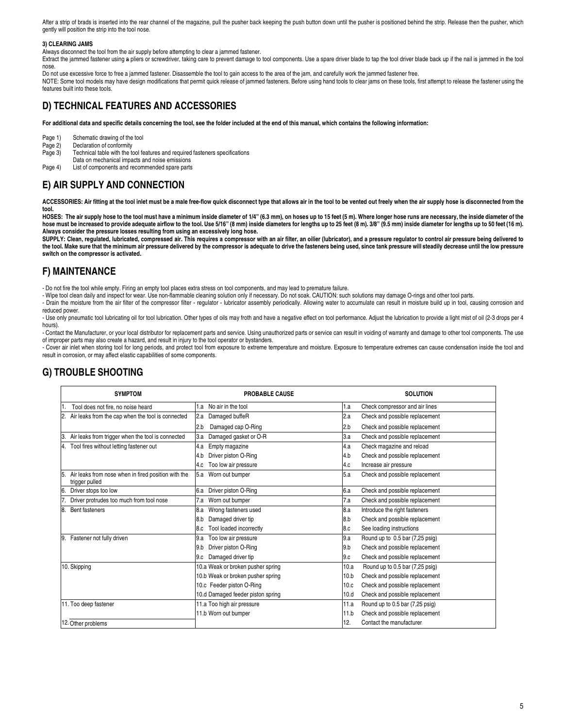After a strip of brads is inserted into the rear channel of the magazine, pull the pusher back keeping the push button down until the pusher is positioned behind the strip. Release then the pusher, which gently will position the strip into the tool nose.

**3) CLEARING JAMS**

Always disconnect the tool from the air supply before attempting to clear a jammed fastener.

Extract the jammed fastener using a pliers or screwdriver, taking care to prevent damage to tool components. Use a spare driver blade to tap the tool driver blade back up if the nail is jammed in the tool nose.

Do not use excessive force to free a jammed fastener. Disassemble the tool to gain access to the area of the jam, and carefully work the jammed fastener free.

NOTE: Some tool models may have design modifications that permit quick release of jammed fasteners. Before using hand tools to clear jams on these tools, first attempt to release the fastener using the features built into these tools.

## D) TECHNICAL FEATURES AND ACCESSORIES

**For additional data and specific details concerning the tool, see the folder included at the end of this manual, which contains the following information:**

- Page 1) Schematic drawing of the tool
- Page 2) Declaration of conformity
- Page 3) Technical table with the tool features and required fasteners specifications
  Data on mechanical impacts and noise emissions
- Page 4) List of components and recommended spare parts

## E) AIR SUPPLY AND CONNECTION

**ACCESSORIES: Air fitting at the tool inlet must be a male free-flow quick disconnect type that allows air in the tool to be vented out freely when the air supply hose is disconnected from the tool.**

**HOSES: The air supply hose to the tool must have a minimum inside diameter of 1/4" (6.3 mm), on hoses up to 15 feet (5 m). Where longer hose runs are necessary, the inside diameter of the hose must be increased to provide adequate airflow to the tool. Use 5/16" (8 mm) inside diameters for lengths up to 25 feet (8 m). 3/8" (9.5 mm) inside diameter for lengths up to 50 feet (16 m). Always consider the pressure losses resulting from using an excessively long hose.**

**SUPPLY: Clean, regulated, lubricated, compressed air. This requires a compressor with an air filter, an oilier (lubricator), and a pressure regulator to control air pressure being delivered to the tool. Make sure that the minimum air pressure delivered by the compressor is adequate to drive the fasteners being used, since tank pressure will steadily decrease until the low pressure switch on the compressor is activated.**

## F) MAINTENANCE

- Do not fire the tool while empty. Firing an empty tool places extra stress on tool components, and may lead to premature failure.
- Wipe tool clean daily and inspect for wear. Use non-flammable cleaning solution only if necessary. Do not soak. CAUTION: such solutions may damage O-rings and other tool parts.
- Drain the moisture from the air filter of the compressor filter - regulator - lubricator assembly periodically. Allowing water to accumulate can result in moisture build up in tool, causing corrosion and reduced power.
- Use only pneumatic tool lubricating oil for tool lubrication. Other types of oils may froth and have a negative effect on tool performance. Adjust the lubrication to provide a light mist of oil (2-3 drops per 4 hours).
- Contact the Manufacturer, or your local distributor for replacement parts and service. Using unauthorized parts or service can result in voiding of warranty and damage to other tool components. The use of improper parts may also create a hazard, and result in injury to the tool operator or bystanders.
- Cover air inlet when storing tool for long periods, and protect tool from exposure to extreme temperature and moisture. Exposure to temperature extremes can cause condensation inside the tool and result in corrosion, or may affect elastic capabilities of some components.

## G) TROUBLE SHOOTING

| SYMPTOM | PROBABLE CAUSE | SOLUTION |
|---|---|---|
| 1. Tool does not fire, no noise heard | 1.a No air in the tool | 1.a Check compressor and air lines |
| 2. Air leaks from the cap when the tool is connected | 2.a Damaged buffeR | 2.a Check and possible replacement |
| | 2.b Damaged cap O-Ring | 2.b Check and possible replacement |
| 3. Air leaks from trigger when the tool is connected | 3.a Damaged gasket or O-R | 3.a Check and possible replacement |
| 4. Tool fires without letting fastener out | 4.a Empty magazine | 4.a Check magazine and reload |
| | 4.b Driver piston O-Ring | 4.b Check and possible replacement |
| | 4.c Too low air pressure | 4.c Increase air pressure |
| 5. Air leaks from nose when in fired position with the trigger pulled | 5.a Worn out bumper | 5.a Check and possible replacement |
| 6. Driver stops too low | 6.a Driver piston O-Ring | 6.a Check and possible replacement |
| 7. Driver protrudes too much from tool nose | 7.a Worn out bumper | 7.a Check and possible replacement |
| 8. Bent fasteners | 8.a Wrong fasteners used | 8.a Introduce the right fasteners |
| | 8.b Damaged driver tip | 8.b Check and possible replacement |
| | 8.c Tool loaded incorrectly | 8.c See loading instructions |
| 9. Fastener not fully driven | 9.a Too low air pressure | 9.a Round up to 0.5 bar (7,25 psig) |
| | 9.b Driver piston O-Ring | 9.b Check and possible replacement |
| | 9.c Damaged driver tip | 9.c Check and possible replacement |
| 10. Skipping | 10.a Weak or broken pusher spring | 10.a Round up to 0.5 bar (7,25 psig) |
| | 10.b Weak or broken pusher spring | 10.b Check and possible replacement |
| | 10.c Feeder piston O-Ring | 10.c Check and possible replacement |
| | 10.d Damaged feeder piston spring | 10.d Check and possible replacement |
| 11. Too deep fastener | 11.a Too high air pressure | 11.a Round up to 0.5 bar (7,25 psig) |
| | 11.b Worn out bumper | 11.b Check and possible replacement |
| 12. Other problems | | 12. Contact the manufacturer |